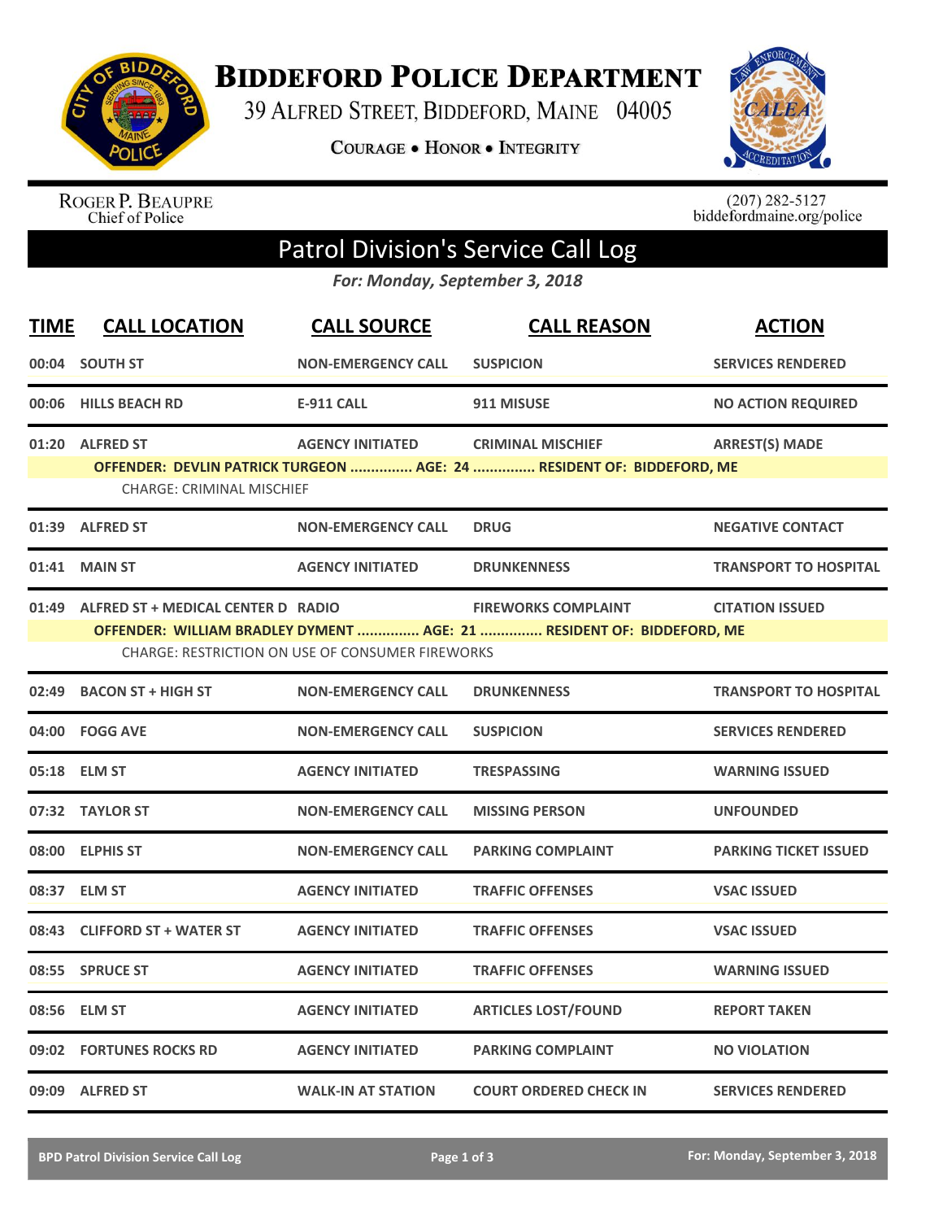# BIDDEFORD POLICE DEPARTMENT

39 ALFRED STREET, BIDDEFORD, MAINE 04005

COURAGE • HONOR • INTEGRITY

ROGER P. BEAUPRE
Chief of Police

(207) 282-5127
biddefordmaine.org/police

## Patrol Division's Service Call Log

*For: Monday, September 3, 2018*

| TIME | CALL LOCATION | CALL SOURCE | CALL REASON | ACTION |
|---|---|---|---|---|
| 00:04 | SOUTH ST | NON-EMERGENCY CALL | SUSPICION | SERVICES RENDERED |
| 00:06 | HILLS BEACH RD | E-911 CALL | 911 MISUSE | NO ACTION REQUIRED |
| 01:20 | ALFRED ST | AGENCY INITIATED | CRIMINAL MISCHIEF | ARREST(S) MADE |
| | OFFENDER: DEVLIN PATRICK TURGEON ............... AGE: 24 ............... RESIDENT OF: BIDDEFORD, ME | | | |
| | CHARGE: CRIMINAL MISCHIEF | | | |
| 01:39 | ALFRED ST | NON-EMERGENCY CALL | DRUG | NEGATIVE CONTACT |
| 01:41 | MAIN ST | AGENCY INITIATED | DRUNKENNESS | TRANSPORT TO HOSPITAL |
| 01:49 | ALFRED ST + MEDICAL CENTER D | RADIO | FIREWORKS COMPLAINT | CITATION ISSUED |
| | OFFENDER: WILLIAM BRADLEY DYMENT ............... AGE: 21 ............... RESIDENT OF: BIDDEFORD, ME | | | |
| | CHARGE: RESTRICTION ON USE OF CONSUMER FIREWORKS | | | |
| 02:49 | BACON ST + HIGH ST | NON-EMERGENCY CALL | DRUNKENNESS | TRANSPORT TO HOSPITAL |
| 04:00 | FOGG AVE | NON-EMERGENCY CALL | SUSPICION | SERVICES RENDERED |
| 05:18 | ELM ST | AGENCY INITIATED | TRESPASSING | WARNING ISSUED |
| 07:32 | TAYLOR ST | NON-EMERGENCY CALL | MISSING PERSON | UNFOUNDED |
| 08:00 | ELPHIS ST | NON-EMERGENCY CALL | PARKING COMPLAINT | PARKING TICKET ISSUED |
| 08:37 | ELM ST | AGENCY INITIATED | TRAFFIC OFFENSES | VSAC ISSUED |
| 08:43 | CLIFFORD ST + WATER ST | AGENCY INITIATED | TRAFFIC OFFENSES | VSAC ISSUED |
| 08:55 | SPRUCE ST | AGENCY INITIATED | TRAFFIC OFFENSES | WARNING ISSUED |
| 08:56 | ELM ST | AGENCY INITIATED | ARTICLES LOST/FOUND | REPORT TAKEN |
| 09:02 | FORTUNES ROCKS RD | AGENCY INITIATED | PARKING COMPLAINT | NO VIOLATION |
| 09:09 | ALFRED ST | WALK-IN AT STATION | COURT ORDERED CHECK IN | SERVICES RENDERED |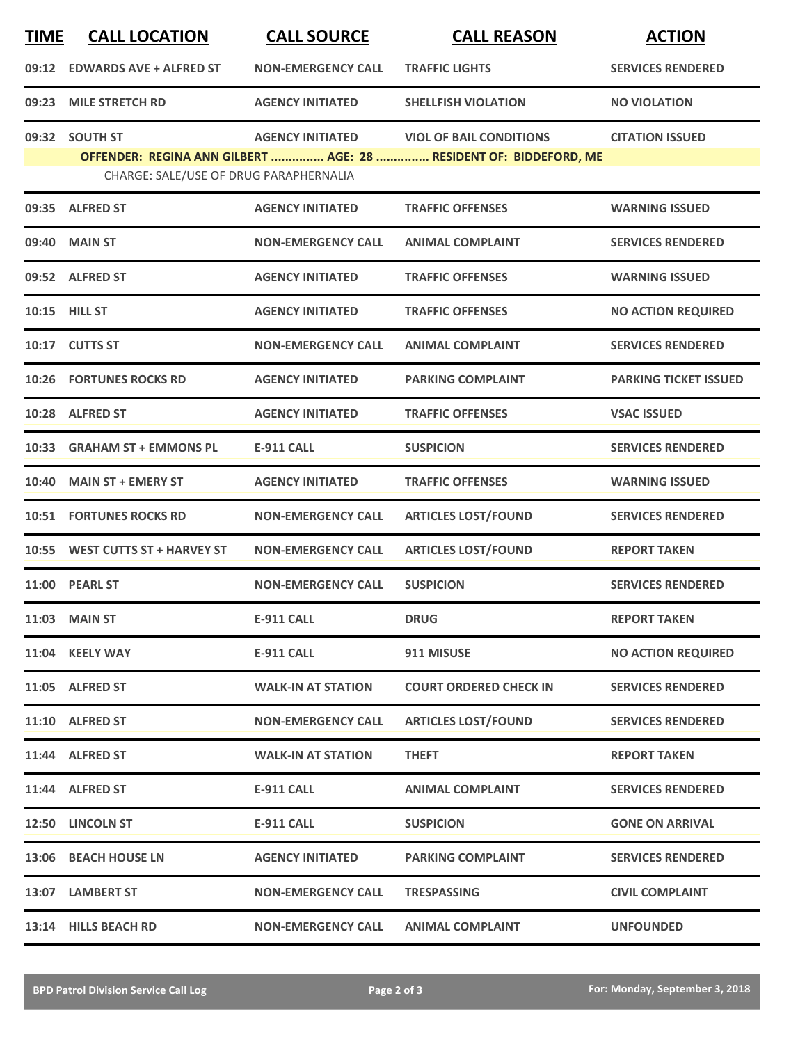| TIME | CALL LOCATION | CALL SOURCE | CALL REASON | ACTION |
|---|---|---|---|---|
| 09:12 | EDWARDS AVE + ALFRED ST | NON-EMERGENCY CALL | TRAFFIC LIGHTS | SERVICES RENDERED |
| 09:23 | MILE STRETCH RD | AGENCY INITIATED | SHELLFISH VIOLATION | NO VIOLATION |
| 09:32 | SOUTH ST | AGENCY INITIATED | VIOL OF BAIL CONDITIONS | CITATION ISSUED |
| | OFFENDER: REGINA ANN GILBERT ............... AGE: 28 ............... RESIDENT OF: BIDDEFORD, ME | | | |
| | CHARGE: SALE/USE OF DRUG PARAPHERNALIA | | | |
| 09:35 | ALFRED ST | AGENCY INITIATED | TRAFFIC OFFENSES | WARNING ISSUED |
| 09:40 | MAIN ST | NON-EMERGENCY CALL | ANIMAL COMPLAINT | SERVICES RENDERED |
| 09:52 | ALFRED ST | AGENCY INITIATED | TRAFFIC OFFENSES | WARNING ISSUED |
| 10:15 | HILL ST | AGENCY INITIATED | TRAFFIC OFFENSES | NO ACTION REQUIRED |
| 10:17 | CUTTS ST | NON-EMERGENCY CALL | ANIMAL COMPLAINT | SERVICES RENDERED |
| 10:26 | FORTUNES ROCKS RD | AGENCY INITIATED | PARKING COMPLAINT | PARKING TICKET ISSUED |
| 10:28 | ALFRED ST | AGENCY INITIATED | TRAFFIC OFFENSES | VSAC ISSUED |
| 10:33 | GRAHAM ST + EMMONS PL | E-911 CALL | SUSPICION | SERVICES RENDERED |
| 10:40 | MAIN ST + EMERY ST | AGENCY INITIATED | TRAFFIC OFFENSES | WARNING ISSUED |
| 10:51 | FORTUNES ROCKS RD | NON-EMERGENCY CALL | ARTICLES LOST/FOUND | SERVICES RENDERED |
| 10:55 | WEST CUTTS ST + HARVEY ST | NON-EMERGENCY CALL | ARTICLES LOST/FOUND | REPORT TAKEN |
| 11:00 | PEARL ST | NON-EMERGENCY CALL | SUSPICION | SERVICES RENDERED |
| 11:03 | MAIN ST | E-911 CALL | DRUG | REPORT TAKEN |
| 11:04 | KEELY WAY | E-911 CALL | 911 MISUSE | NO ACTION REQUIRED |
| 11:05 | ALFRED ST | WALK-IN AT STATION | COURT ORDERED CHECK IN | SERVICES RENDERED |
| 11:10 | ALFRED ST | NON-EMERGENCY CALL | ARTICLES LOST/FOUND | SERVICES RENDERED |
| 11:44 | ALFRED ST | WALK-IN AT STATION | THEFT | REPORT TAKEN |
| 11:44 | ALFRED ST | E-911 CALL | ANIMAL COMPLAINT | SERVICES RENDERED |
| 12:50 | LINCOLN ST | E-911 CALL | SUSPICION | GONE ON ARRIVAL |
| 13:06 | BEACH HOUSE LN | AGENCY INITIATED | PARKING COMPLAINT | SERVICES RENDERED |
| 13:07 | LAMBERT ST | NON-EMERGENCY CALL | TRESPASSING | CIVIL COMPLAINT |
| 13:14 | HILLS BEACH RD | NON-EMERGENCY CALL | ANIMAL COMPLAINT | UNFOUNDED |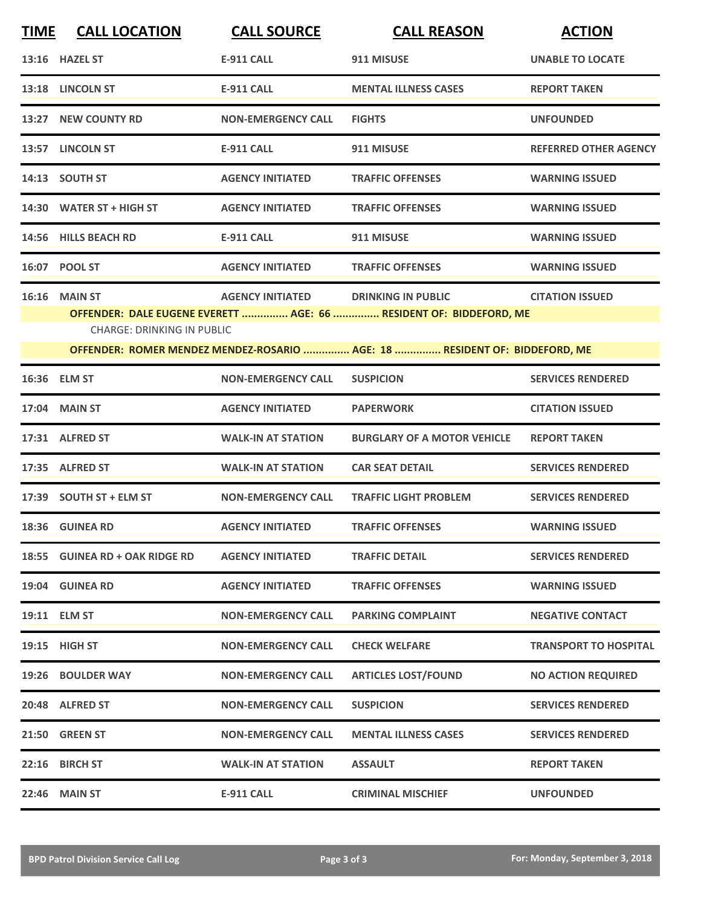| TIME | CALL LOCATION | CALL SOURCE | CALL REASON | ACTION |
|---|---|---|---|---|
| 13:16 | HAZEL ST | E-911 CALL | 911 MISUSE | UNABLE TO LOCATE |
| 13:18 | LINCOLN ST | E-911 CALL | MENTAL ILLNESS CASES | REPORT TAKEN |
| 13:27 | NEW COUNTY RD | NON-EMERGENCY CALL | FIGHTS | UNFOUNDED |
| 13:57 | LINCOLN ST | E-911 CALL | 911 MISUSE | REFERRED OTHER AGENCY |
| 14:13 | SOUTH ST | AGENCY INITIATED | TRAFFIC OFFENSES | WARNING ISSUED |
| 14:30 | WATER ST + HIGH ST | AGENCY INITIATED | TRAFFIC OFFENSES | WARNING ISSUED |
| 14:56 | HILLS BEACH RD | E-911 CALL | 911 MISUSE | WARNING ISSUED |
| 16:07 | POOL ST | AGENCY INITIATED | TRAFFIC OFFENSES | WARNING ISSUED |
| 16:16 | MAIN ST | AGENCY INITIATED | DRINKING IN PUBLIC | CITATION ISSUED |
| | OFFENDER: DALE EUGENE EVERETT ............... AGE: 66 ............... RESIDENT OF: BIDDEFORD, ME | | | |
| | CHARGE: DRINKING IN PUBLIC | | | |
| | OFFENDER: ROMER MENDEZ MENDEZ-ROSARIO ............... AGE: 18 ............... RESIDENT OF: BIDDEFORD, ME | | | |
| 16:36 | ELM ST | NON-EMERGENCY CALL | SUSPICION | SERVICES RENDERED |
| 17:04 | MAIN ST | AGENCY INITIATED | PAPERWORK | CITATION ISSUED |
| 17:31 | ALFRED ST | WALK-IN AT STATION | BURGLARY OF A MOTOR VEHICLE | REPORT TAKEN |
| 17:35 | ALFRED ST | WALK-IN AT STATION | CAR SEAT DETAIL | SERVICES RENDERED |
| 17:39 | SOUTH ST + ELM ST | NON-EMERGENCY CALL | TRAFFIC LIGHT PROBLEM | SERVICES RENDERED |
| 18:36 | GUINEA RD | AGENCY INITIATED | TRAFFIC OFFENSES | WARNING ISSUED |
| 18:55 | GUINEA RD + OAK RIDGE RD | AGENCY INITIATED | TRAFFIC DETAIL | SERVICES RENDERED |
| 19:04 | GUINEA RD | AGENCY INITIATED | TRAFFIC OFFENSES | WARNING ISSUED |
| 19:11 | ELM ST | NON-EMERGENCY CALL | PARKING COMPLAINT | NEGATIVE CONTACT |
| 19:15 | HIGH ST | NON-EMERGENCY CALL | CHECK WELFARE | TRANSPORT TO HOSPITAL |
| 19:26 | BOULDER WAY | NON-EMERGENCY CALL | ARTICLES LOST/FOUND | NO ACTION REQUIRED |
| 20:48 | ALFRED ST | NON-EMERGENCY CALL | SUSPICION | SERVICES RENDERED |
| 21:50 | GREEN ST | NON-EMERGENCY CALL | MENTAL ILLNESS CASES | SERVICES RENDERED |
| 22:16 | BIRCH ST | WALK-IN AT STATION | ASSAULT | REPORT TAKEN |
| 22:46 | MAIN ST | E-911 CALL | CRIMINAL MISCHIEF | UNFOUNDED |